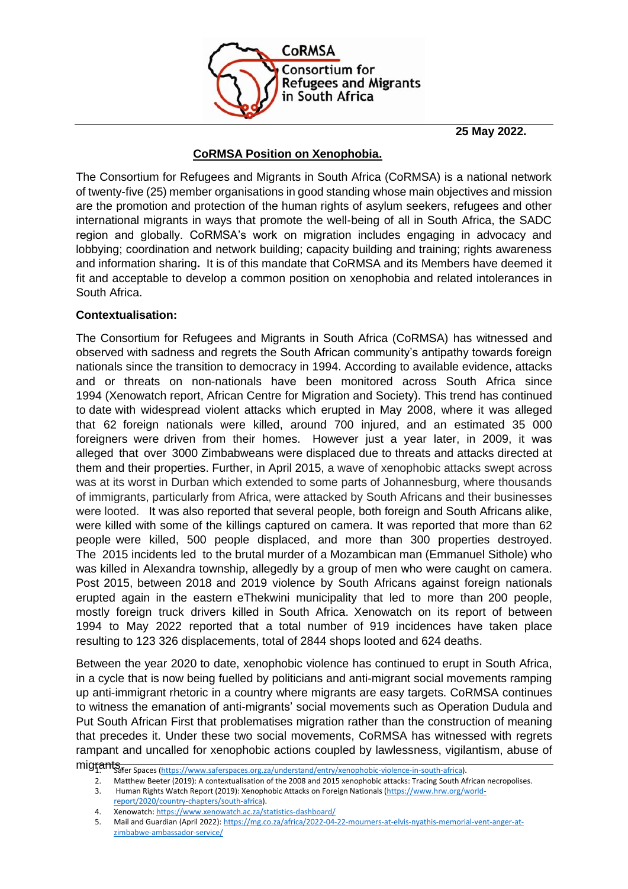CoRMSA
Consortium for Refugees and Migrants in South Africa

**25 May 2022.**

## CoRMSA Position on Xenophobia.

The Consortium for Refugees and Migrants in South Africa (CoRMSA) is a national network of twenty-five (25) member organisations in good standing whose main objectives and mission are the promotion and protection of the human rights of asylum seekers, refugees and other international migrants in ways that promote the well-being of all in South Africa, the SADC region and globally. CoRMSA's work on migration includes engaging in advocacy and lobbying; coordination and network building; capacity building and training; rights awareness and information sharing**.** It is of this mandate that CoRMSA and its Members have deemed it fit and acceptable to develop a common position on xenophobia and related intolerances in South Africa.

**Contextualisation:**

The Consortium for Refugees and Migrants in South Africa (CoRMSA) has witnessed and observed with sadness and regrets the South African community's antipathy towards foreign nationals since the transition to democracy in 1994. According to available evidence, attacks and or threats on non-nationals have been monitored across South Africa since 1994 (Xenowatch report, African Centre for Migration and Society). This trend has continued to date with widespread violent attacks which erupted in May 2008, where it was alleged that 62 foreign nationals were killed, around 700 injured, and an estimated 35 000 foreigners were driven from their homes. However just a year later, in 2009, it was alleged that over 3000 Zimbabweans were displaced due to threats and attacks directed at them and their properties. Further, in April 2015, a wave of xenophobic attacks swept across was at its worst in Durban which extended to some parts of Johannesburg, where thousands of immigrants, particularly from Africa, were attacked by South Africans and their businesses were looted. It was also reported that several people, both foreign and South Africans alike, were killed with some of the killings captured on camera. It was reported that more than 62 people were killed, 500 people displaced, and more than 300 properties destroyed. The 2015 incidents led to the brutal murder of a Mozambican man (Emmanuel Sithole) who was killed in Alexandra township, allegedly by a group of men who were caught on camera. Post 2015, between 2018 and 2019 violence by South Africans against foreign nationals erupted again in the eastern eThekwini municipality that led to more than 200 people, mostly foreign truck drivers killed in South Africa. Xenowatch on its report of between 1994 to May 2022 reported that a total number of 919 incidences have taken place resulting to 123 326 displacements, total of 2844 shops looted and 624 deaths.

Between the year 2020 to date, xenophobic violence has continued to erupt in South Africa, in a cycle that is now being fuelled by politicians and anti-migrant social movements ramping up anti-immigrant rhetoric in a country where migrants are easy targets. CoRMSA continues to witness the emanation of anti-migrants' social movements such as Operation Dudula and Put South African First that problematises migration rather than the construction of meaning that precedes it. Under these two social movements, CoRMSA has witnessed with regrets rampant and uncalled for xenophobic actions coupled by lawlessness, vigilantism, abuse of migrants.

1. Safer Spaces (https://www.saferspaces.org.za/understand/entry/xenophobic-violence-in-south-africa).
2. Matthew Beeter (2019): A contextualisation of the 2008 and 2015 xenophobic attacks: Tracing South African necropolises.
3. Human Rights Watch Report (2019): Xenophobic Attacks on Foreign Nationals (https://www.hrw.org/world-report/2020/country-chapters/south-africa).
4. Xenowatch: https://www.xenowatch.ac.za/statistics-dashboard/
5. Mail and Guardian (April 2022): https://mg.co.za/africa/2022-04-22-mourners-at-elvis-nyathis-memorial-vent-anger-at-zimbabwe-ambassador-service/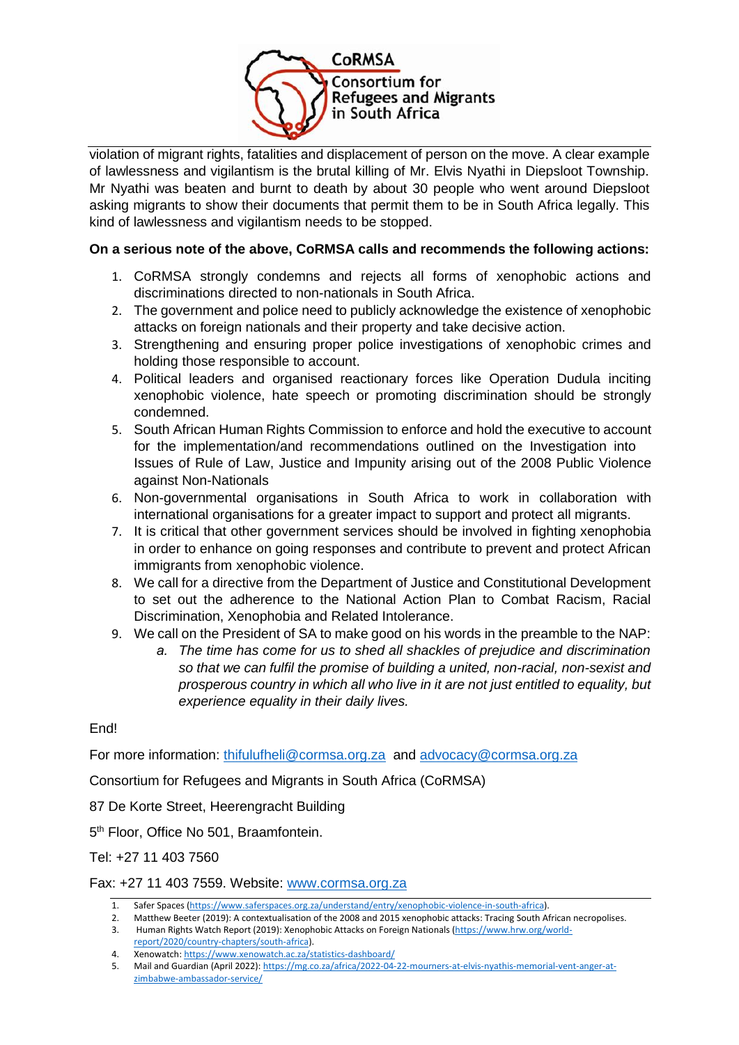violation of migrant rights, fatalities and displacement of person on the move. A clear example of lawlessness and vigilantism is the brutal killing of Mr. Elvis Nyathi in Diepsloot Township. Mr Nyathi was beaten and burnt to death by about 30 people who went around Diepsloot asking migrants to show their documents that permit them to be in South Africa legally. This kind of lawlessness and vigilantism needs to be stopped.

**On a serious note of the above, CoRMSA calls and recommends the following actions:**

1. CoRMSA strongly condemns and rejects all forms of xenophobic actions and discriminations directed to non-nationals in South Africa.
2. The government and police need to publicly acknowledge the existence of xenophobic attacks on foreign nationals and their property and take decisive action.
3. Strengthening and ensuring proper police investigations of xenophobic crimes and holding those responsible to account.
4. Political leaders and organised reactionary forces like Operation Dudula inciting xenophobic violence, hate speech or promoting discrimination should be strongly condemned.
5. South African Human Rights Commission to enforce and hold the executive to account for the implementation/and recommendations outlined on the Investigation into Issues of Rule of Law, Justice and Impunity arising out of the 2008 Public Violence against Non-Nationals
6. Non-governmental organisations in South Africa to work in collaboration with international organisations for a greater impact to support and protect all migrants.
7. It is critical that other government services should be involved in fighting xenophobia in order to enhance on going responses and contribute to prevent and protect African immigrants from xenophobic violence.
8. We call for a directive from the Department of Justice and Constitutional Development to set out the adherence to the National Action Plan to Combat Racism, Racial Discrimination, Xenophobia and Related Intolerance.
9. We call on the President of SA to make good on his words in the preamble to the NAP:
   a. *The time has come for us to shed all shackles of prejudice and discrimination so that we can fulfil the promise of building a united, non-racial, non-sexist and prosperous country in which all who live in it are not just entitled to equality, but experience equality in their daily lives.*

End!

For more information: thifulufheli@cormsa.org.za and advocacy@cormsa.org.za

Consortium for Refugees and Migrants in South Africa (CoRMSA)

87 De Korte Street, Heerengracht Building

5th Floor, Office No 501, Braamfontein.

Tel: +27 11 403 7560

Fax: +27 11 403 7559. Website: www.cormsa.org.za

---

1. Safer Spaces (https://www.saferspaces.org.za/understand/entry/xenophobic-violence-in-south-africa).
2. Matthew Beeter (2019): A contextualisation of the 2008 and 2015 xenophobic attacks: Tracing South African necropolises.
3. Human Rights Watch Report (2019): Xenophobic Attacks on Foreign Nationals (https://www.hrw.org/world-report/2020/country-chapters/south-africa).
4. Xenowatch: https://www.xenowatch.ac.za/statistics-dashboard/
5. Mail and Guardian (April 2022): https://mg.co.za/africa/2022-04-22-mourners-at-elvis-nyathis-memorial-vent-anger-at-zimbabwe-ambassador-service/